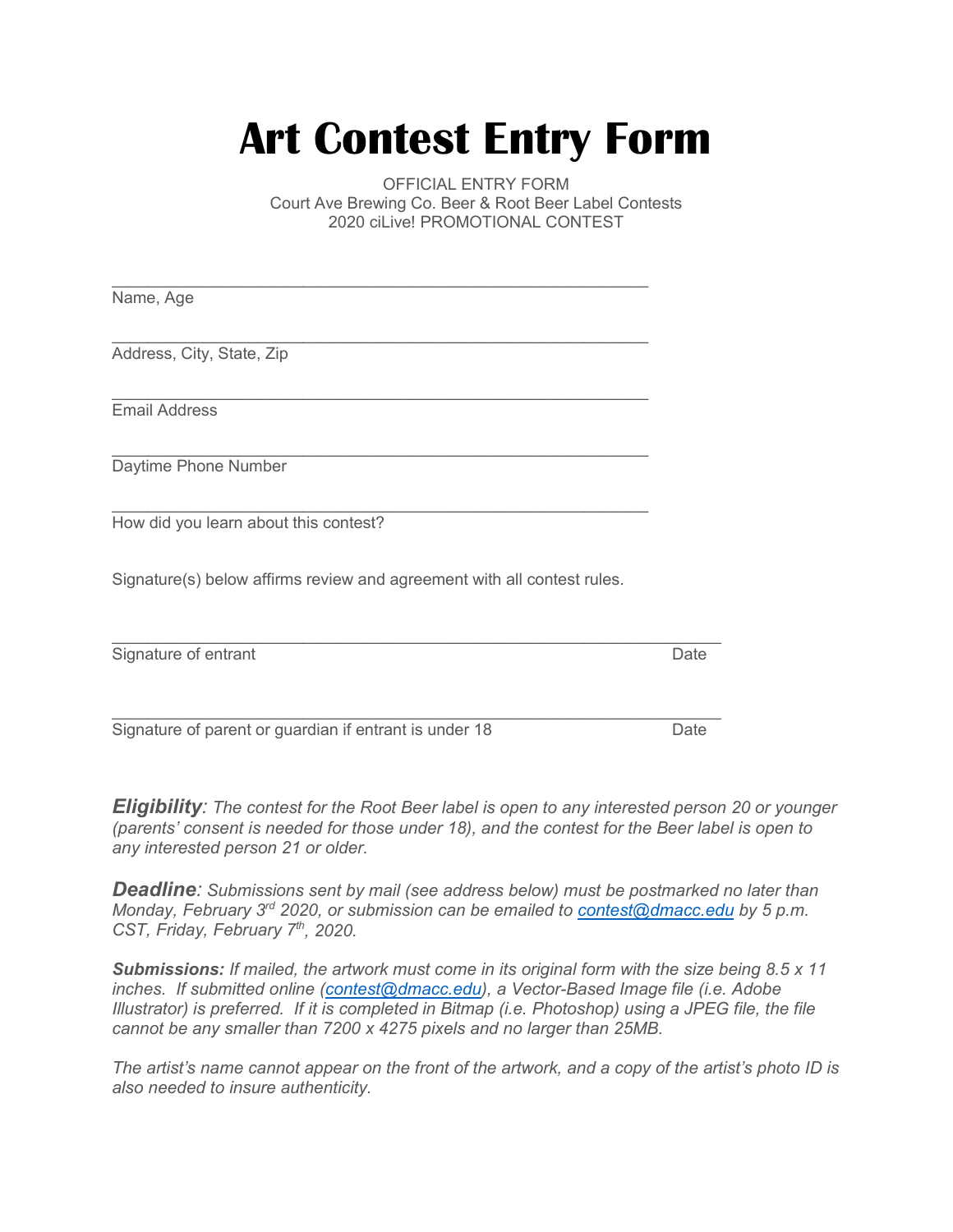# Art Contest Entry Form

OFFICIAL ENTRY FORM
Court Ave Brewing Co. Beer & Root Beer Label Contests
2020 ciLive! PROMOTIONAL CONTEST

\_\_\_\_\_\_\_\_\_\_\_\_\_\_\_\_\_\_\_\_\_\_\_\_\_\_\_\_\_\_\_\_\_\_\_\_\_\_\_\_\_\_\_\_\_\_\_\_\_\_\_\_\_\_
Name, Age

\_\_\_\_\_\_\_\_\_\_\_\_\_\_\_\_\_\_\_\_\_\_\_\_\_\_\_\_\_\_\_\_\_\_\_\_\_\_\_\_\_\_\_\_\_\_\_\_\_\_\_\_\_\_
Address, City, State, Zip

\_\_\_\_\_\_\_\_\_\_\_\_\_\_\_\_\_\_\_\_\_\_\_\_\_\_\_\_\_\_\_\_\_\_\_\_\_\_\_\_\_\_\_\_\_\_\_\_\_\_\_\_\_\_
Email Address

\_\_\_\_\_\_\_\_\_\_\_\_\_\_\_\_\_\_\_\_\_\_\_\_\_\_\_\_\_\_\_\_\_\_\_\_\_\_\_\_\_\_\_\_\_\_\_\_\_\_\_\_\_\_
Daytime Phone Number

\_\_\_\_\_\_\_\_\_\_\_\_\_\_\_\_\_\_\_\_\_\_\_\_\_\_\_\_\_\_\_\_\_\_\_\_\_\_\_\_\_\_\_\_\_\_\_\_\_\_\_\_\_\_
How did you learn about this contest?

Signature(s) below affirms review and agreement with all contest rules.

\_\_\_\_\_\_\_\_\_\_\_\_\_\_\_\_\_\_\_\_\_\_\_\_\_\_\_\_\_\_\_\_\_\_\_\_\_\_\_\_\_\_\_\_\_\_\_\_\_\_\_\_\_\_\_\_\_\_\_\_
Signature of entrant Date

\_\_\_\_\_\_\_\_\_\_\_\_\_\_\_\_\_\_\_\_\_\_\_\_\_\_\_\_\_\_\_\_\_\_\_\_\_\_\_\_\_\_\_\_\_\_\_\_\_\_\_\_\_\_\_\_\_\_\_\_
Signature of parent or guardian if entrant is under 18 Date

***Eligibility**: The contest for the Root Beer label is open to any interested person 20 or younger (parents' consent is needed for those under 18), and the contest for the Beer label is open to any interested person 21 or older.*

***Deadline**: Submissions sent by mail (see address below) must be postmarked no later than Monday, February 3rd 2020, or submission can be emailed to [contest@dmacc.edu](mailto:contest@dmacc.edu) by 5 p.m. CST, Friday, February 7th, 2020.*

***Submissions:** If mailed, the artwork must come in its original form with the size being 8.5 x 11 inches. If submitted online ([contest@dmacc.edu](mailto:contest@dmacc.edu)), a Vector-Based Image file (i.e. Adobe Illustrator) is preferred. If it is completed in Bitmap (i.e. Photoshop) using a JPEG file, the file cannot be any smaller than 7200 x 4275 pixels and no larger than 25MB.*

*The artist's name cannot appear on the front of the artwork, and a copy of the artist's photo ID is also needed to insure authenticity.*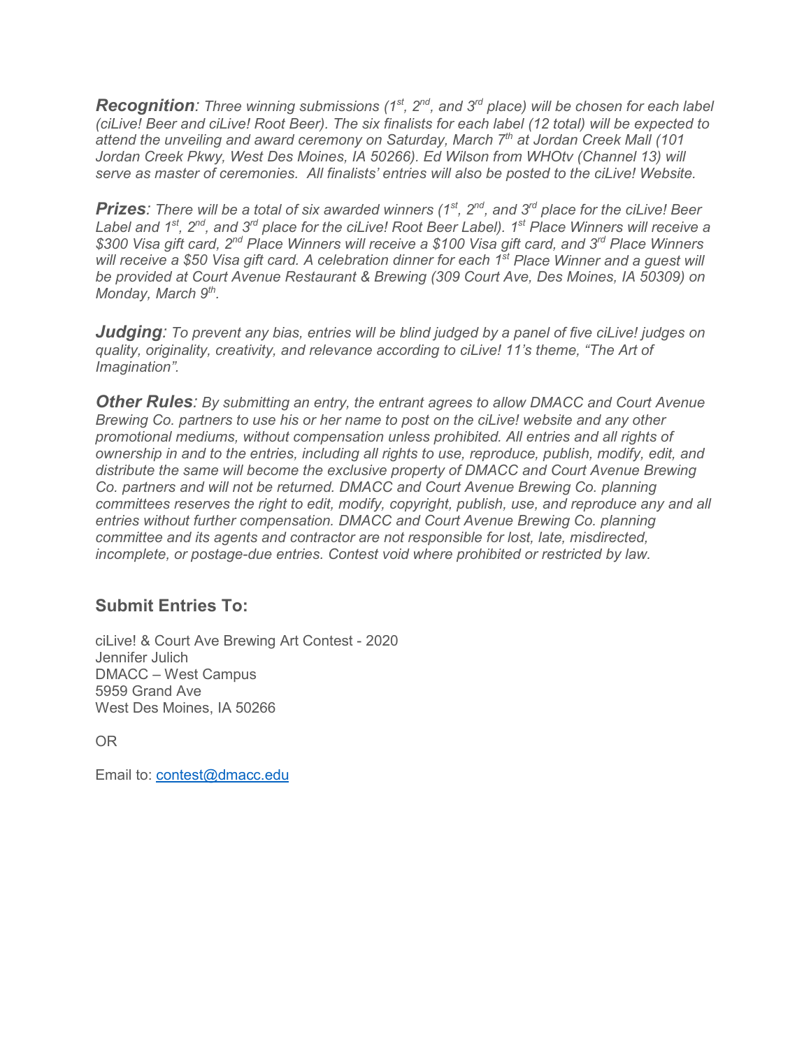***Recognition**: Three winning submissions (1st, 2nd, and 3rd place) will be chosen for each label (ciLive! Beer and ciLive! Root Beer). The six finalists for each label (12 total) will be expected to attend the unveiling and award ceremony on Saturday, March 7th at Jordan Creek Mall (101 Jordan Creek Pkwy, West Des Moines, IA 50266). Ed Wilson from WHOtv (Channel 13) will serve as master of ceremonies. All finalists' entries will also be posted to the ciLive! Website.*

***Prizes**: There will be a total of six awarded winners (1st, 2nd, and 3rd place for the ciLive! Beer Label and 1st, 2nd, and 3rd place for the ciLive! Root Beer Label). 1st Place Winners will receive a $300 Visa gift card, 2nd Place Winners will receive a $100 Visa gift card, and 3rd Place Winners will receive a $50 Visa gift card. A celebration dinner for each 1st Place Winner and a guest will be provided at Court Avenue Restaurant & Brewing (309 Court Ave, Des Moines, IA 50309) on Monday, March 9th.*

***Judging**: To prevent any bias, entries will be blind judged by a panel of five ciLive! judges on quality, originality, creativity, and relevance according to ciLive! 11's theme, "The Art of Imagination".*

***Other Rules**: By submitting an entry, the entrant agrees to allow DMACC and Court Avenue Brewing Co. partners to use his or her name to post on the ciLive! website and any other promotional mediums, without compensation unless prohibited. All entries and all rights of ownership in and to the entries, including all rights to use, reproduce, publish, modify, edit, and distribute the same will become the exclusive property of DMACC and Court Avenue Brewing Co. partners and will not be returned. DMACC and Court Avenue Brewing Co. planning committees reserves the right to edit, modify, copyright, publish, use, and reproduce any and all entries without further compensation. DMACC and Court Avenue Brewing Co. planning committee and its agents and contractor are not responsible for lost, late, misdirected, incomplete, or postage-due entries. Contest void where prohibited or restricted by law.*

## Submit Entries To:

ciLive! & Court Ave Brewing Art Contest - 2020
Jennifer Julich
DMACC – West Campus
5959 Grand Ave
West Des Moines, IA 50266

OR

Email to: contest@dmacc.edu